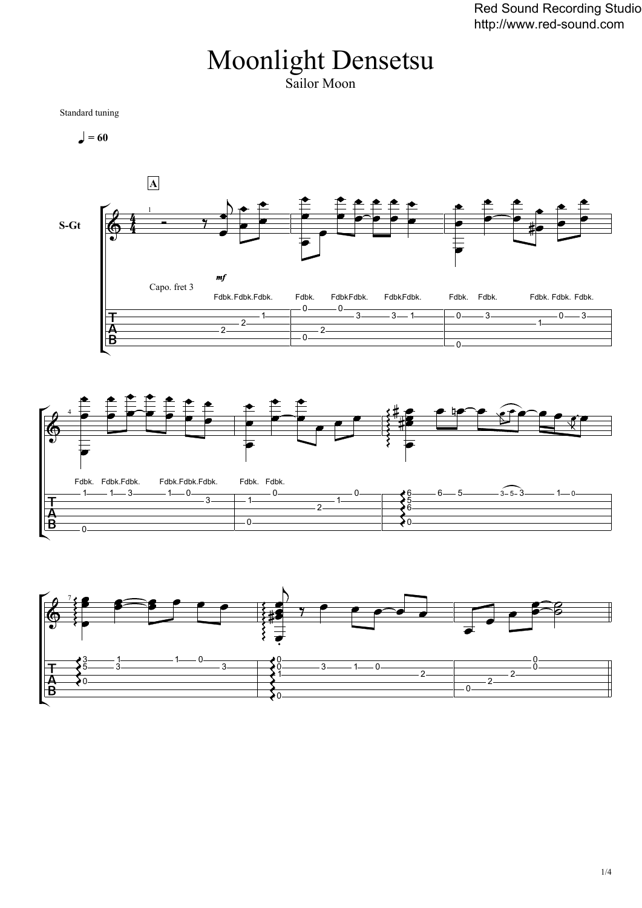# Moonlight Densetsu

Sailor Moon

Standard tuning

♩ = 60

A

S-Gt

Capo. fret 3

*mf*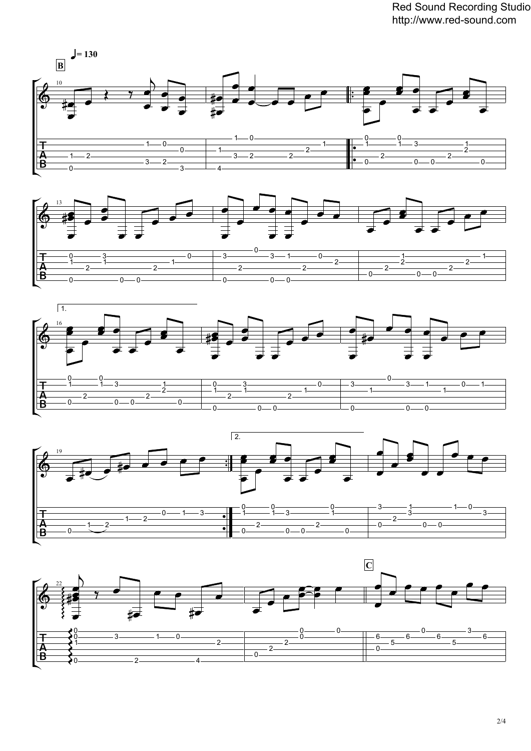♩= 130

**B**

**C**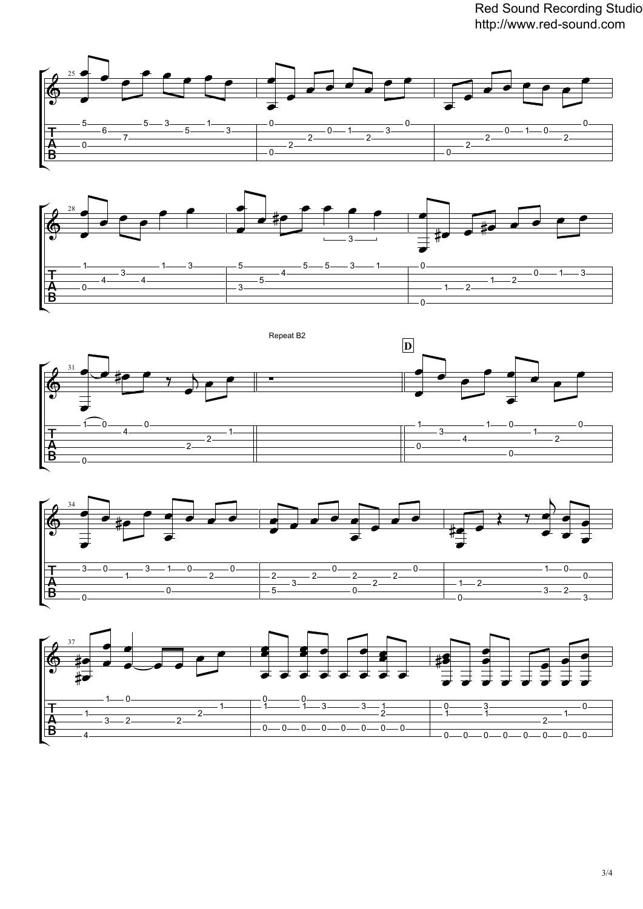Repeat B2

**D**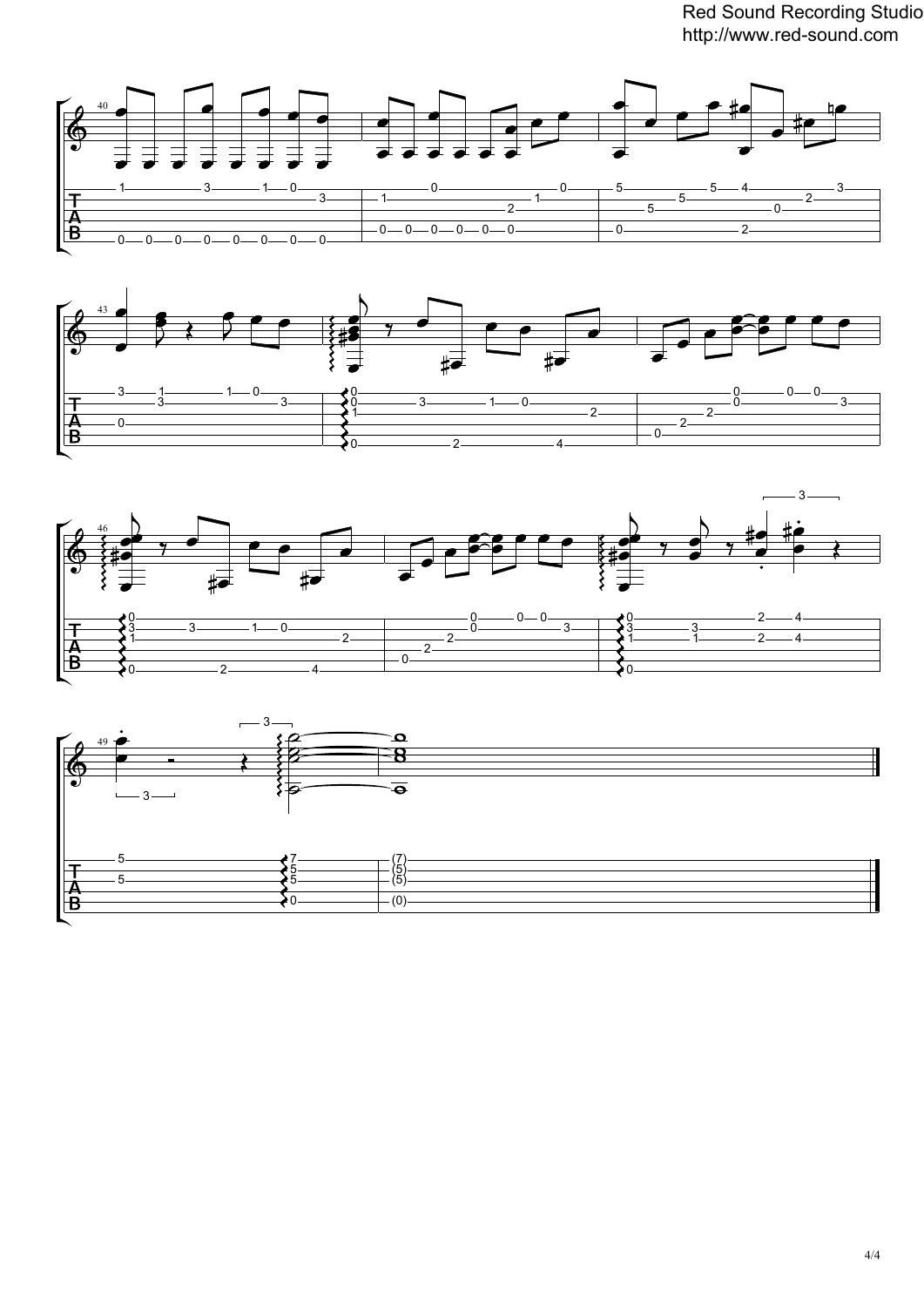Red Sound Recording Studio
http://www.red-sound.com